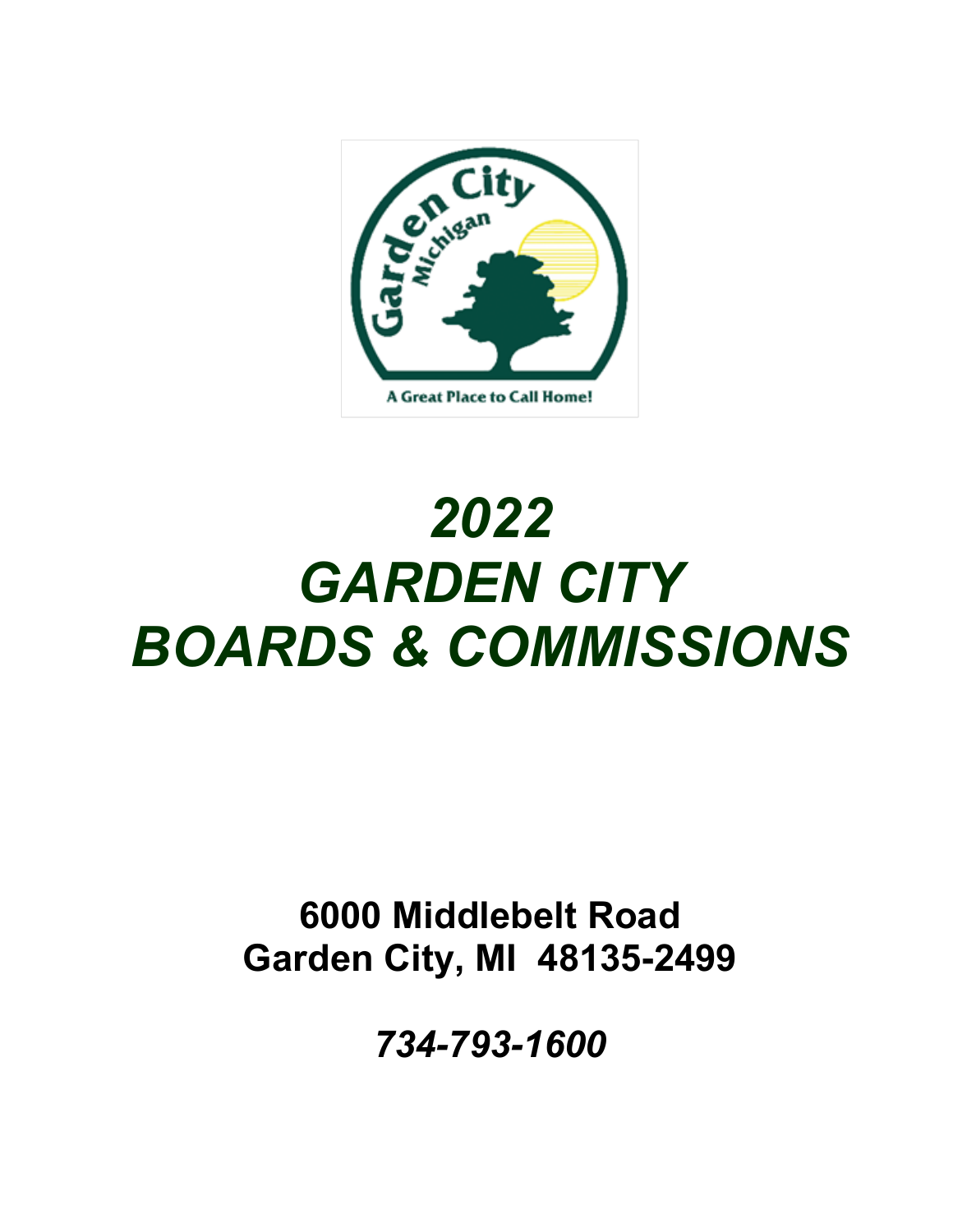# *2022*
# *GARDEN CITY*
# *BOARDS & COMMISSIONS*

**6000 Middlebelt Road**
**Garden City, MI  48135-2499**

***734-793-1600***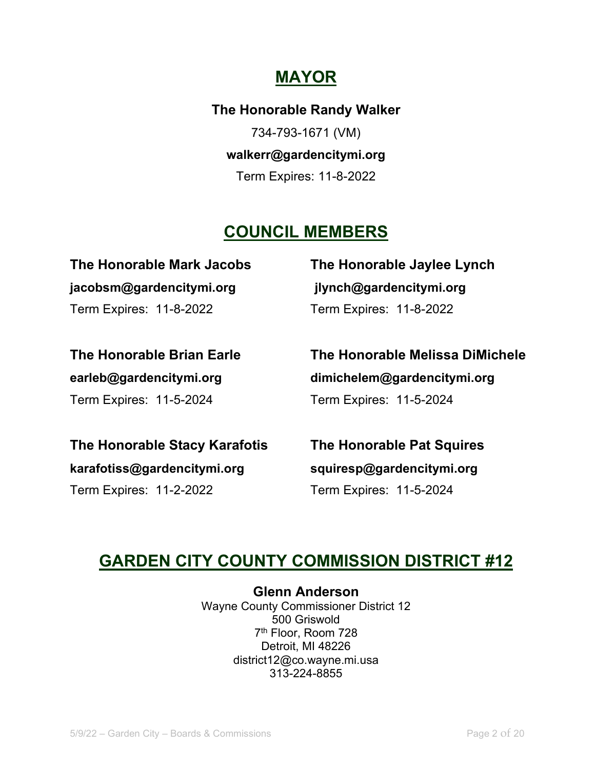## MAYOR

**The Honorable Randy Walker**

734-793-1671 (VM)

**walkerr@gardencitymi.org**

Term Expires: 11-8-2022

## COUNCIL MEMBERS

**The Honorable Mark Jacobs**
**jacobsm@gardencitymi.org**
Term Expires: 11-8-2022

**The Honorable Jaylee Lynch**
**jlynch@gardencitymi.org**
Term Expires: 11-8-2022

**The Honorable Brian Earle**
**earleb@gardencitymi.org**
Term Expires: 11-5-2024

**The Honorable Melissa DiMichele**
**dimichelem@gardencitymi.org**
Term Expires: 11-5-2024

**The Honorable Stacy Karafotis**
**karafotiss@gardencitymi.org**
Term Expires: 11-2-2022

**The Honorable Pat Squires**
**squiresp@gardencitymi.org**
Term Expires: 11-5-2024

## GARDEN CITY COUNTY COMMISSION DISTRICT #12

**Glenn Anderson**
Wayne County Commissioner District 12
500 Griswold
7th Floor, Room 728
Detroit, MI 48226
district12@co.wayne.mi.usa
313-224-8855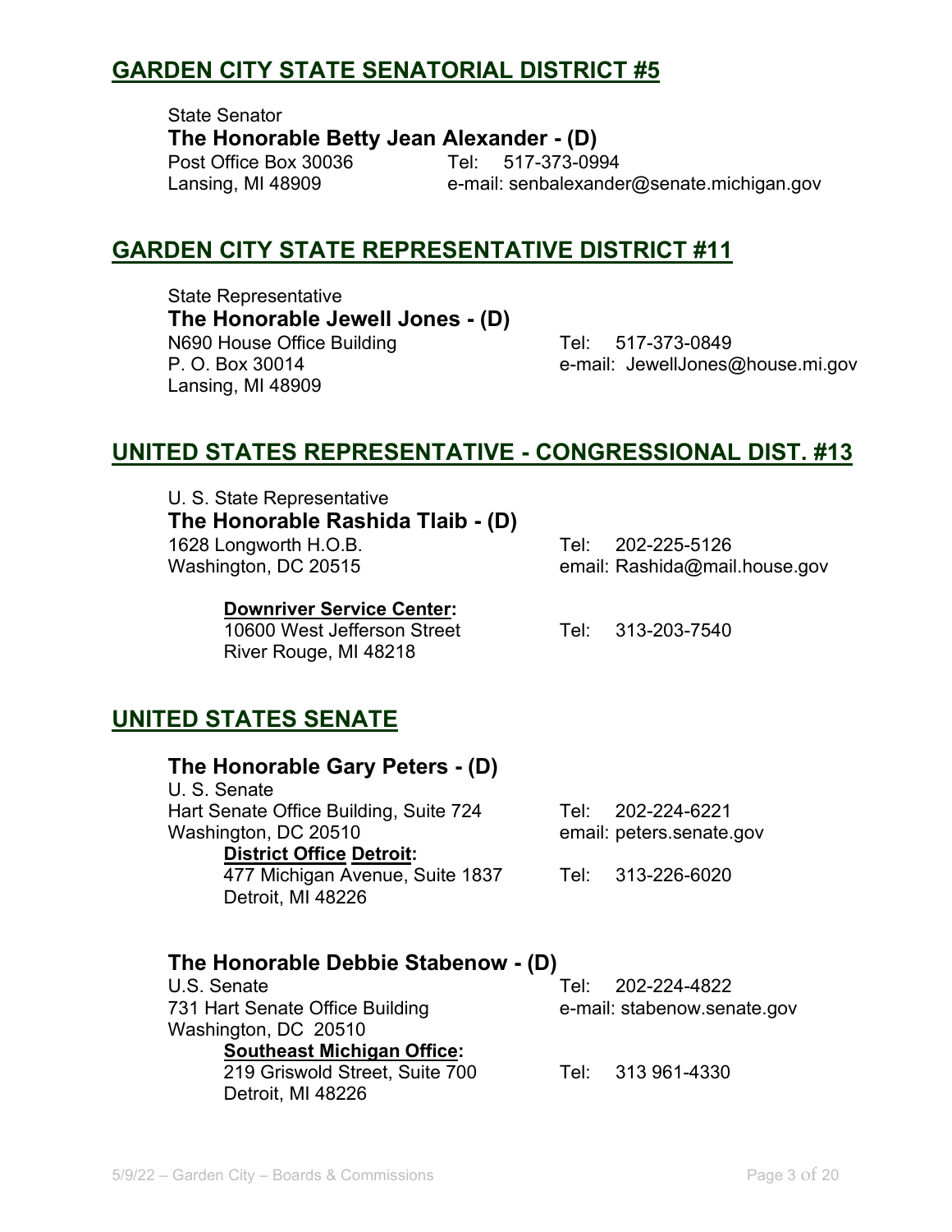## GARDEN CITY STATE SENATORIAL DISTRICT #5

State Senator
**The Honorable Betty Jean Alexander - (D)**
Post Office Box 30036
Lansing, MI 48909
Tel: 517-373-0994
e-mail: senbalexander@senate.michigan.gov

## GARDEN CITY STATE REPRESENTATIVE DISTRICT #11

State Representative
**The Honorable Jewell Jones - (D)**
N690 House Office Building
P. O. Box 30014
Lansing, MI 48909
Tel: 517-373-0849
e-mail: JewellJones@house.mi.gov

## UNITED STATES REPRESENTATIVE - CONGRESSIONAL DIST. #13

U. S. State Representative
**The Honorable Rashida Tlaib - (D)**
1628 Longworth H.O.B.
Washington, DC 20515
Tel: 202-225-5126
email: Rashida@mail.house.gov

**Downriver Service Center:**
10600 West Jefferson Street
River Rouge, MI 48218
Tel: 313-203-7540

## UNITED STATES SENATE

**The Honorable Gary Peters - (D)**
U. S. Senate
Hart Senate Office Building, Suite 724
Washington, DC 20510
Tel: 202-224-6221
email: peters.senate.gov

**District Office Detroit:**
477 Michigan Avenue, Suite 1837
Detroit, MI 48226
Tel: 313-226-6020

**The Honorable Debbie Stabenow - (D)**
U.S. Senate
731 Hart Senate Office Building
Washington, DC 20510
Tel: 202-224-4822
e-mail: stabenow.senate.gov

**Southeast Michigan Office:**
219 Griswold Street, Suite 700
Detroit, MI 48226
Tel: 313 961-4330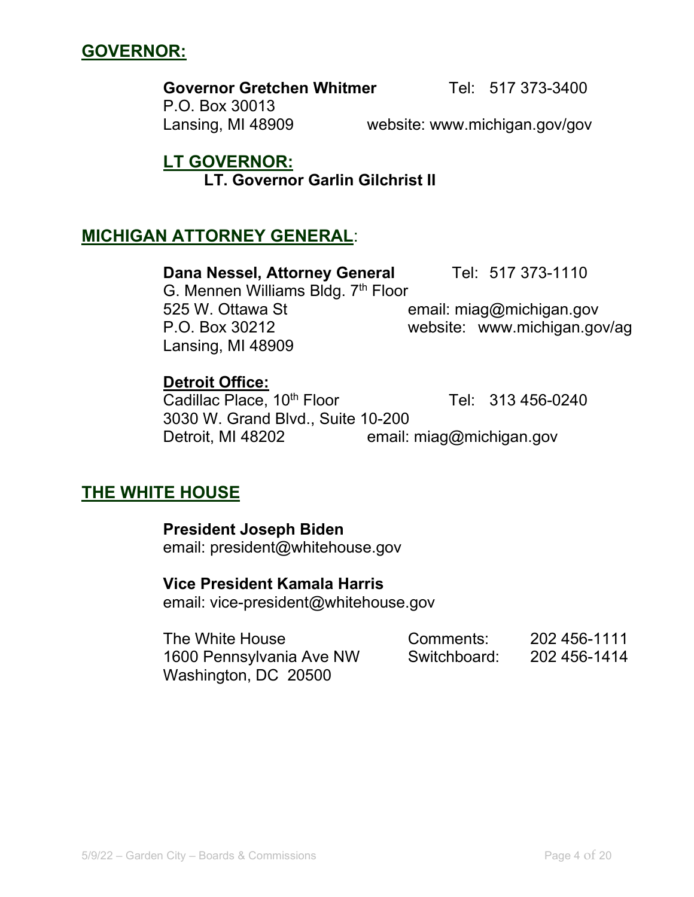## GOVERNOR:

**Governor Gretchen Whitmer** Tel: 517 373-3400
P.O. Box 30013
Lansing, MI 48909 website: www.michigan.gov/gov

### LT GOVERNOR:

**LT. Governor Garlin Gilchrist II**

## MICHIGAN ATTORNEY GENERAL:

**Dana Nessel, Attorney General** Tel: 517 373-1110
G. Mennen Williams Bldg. 7th Floor
525 W. Ottawa St email: miag@michigan.gov
P.O. Box 30212 website: www.michigan.gov/ag
Lansing, MI 48909

### Detroit Office:

Cadillac Place, 10th Floor Tel: 313 456-0240
3030 W. Grand Blvd., Suite 10-200
Detroit, MI 48202 email: miag@michigan.gov

## THE WHITE HOUSE

**President Joseph Biden**
email: president@whitehouse.gov

**Vice President Kamala Harris**
email: vice-president@whitehouse.gov

The White House
1600 Pennsylvania Ave NW
Washington, DC 20500

Comments: 202 456-1111
Switchboard: 202 456-1414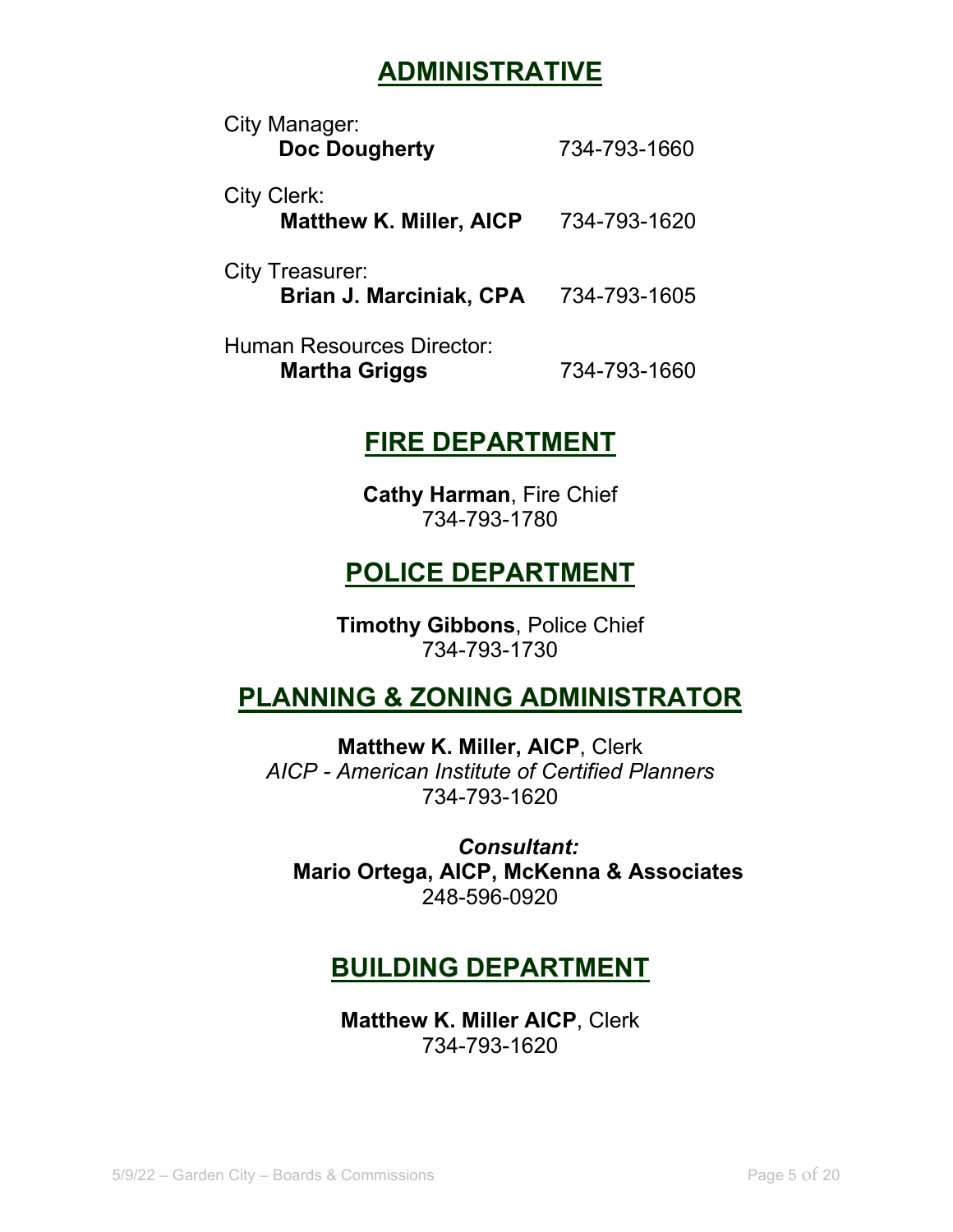## ADMINISTRATIVE

City Manager:
**Doc Dougherty** 734-793-1660

City Clerk:
**Matthew K. Miller, AICP** 734-793-1620

City Treasurer:
**Brian J. Marciniak, CPA** 734-793-1605

Human Resources Director:
**Martha Griggs** 734-793-1660

## FIRE DEPARTMENT

**Cathy Harman**, Fire Chief
734-793-1780

## POLICE DEPARTMENT

**Timothy Gibbons**, Police Chief
734-793-1730

## PLANNING & ZONING ADMINISTRATOR

**Matthew K. Miller, AICP**, Clerk
*AICP - American Institute of Certified Planners*
734-793-1620

***Consultant:***
**Mario Ortega, AICP, McKenna & Associates**
248-596-0920

## BUILDING DEPARTMENT

**Matthew K. Miller AICP**, Clerk
734-793-1620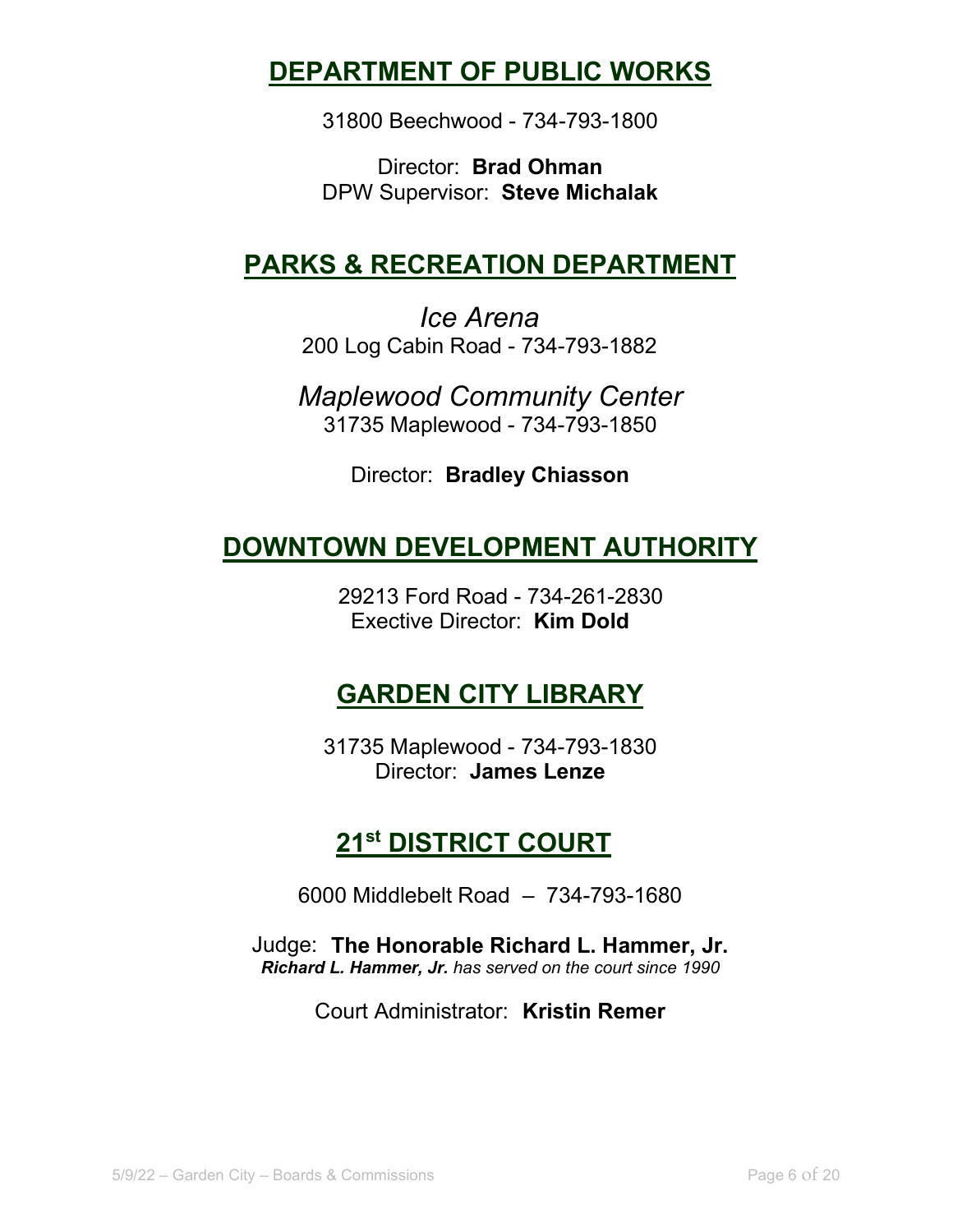## DEPARTMENT OF PUBLIC WORKS

31800 Beechwood - 734-793-1800

Director: **Brad Ohman**
DPW Supervisor: **Steve Michalak**

## PARKS & RECREATION DEPARTMENT

*Ice Arena*
200 Log Cabin Road - 734-793-1882

*Maplewood Community Center*
31735 Maplewood - 734-793-1850

Director: **Bradley Chiasson**

## DOWNTOWN DEVELOPMENT AUTHORITY

29213 Ford Road - 734-261-2830
Exective Director: **Kim Dold**

## GARDEN CITY LIBRARY

31735 Maplewood - 734-793-1830
Director: **James Lenze**

## 21st DISTRICT COURT

6000 Middlebelt Road – 734-793-1680

Judge: **The Honorable Richard L. Hammer, Jr.**
***Richard L. Hammer, Jr.*** *has served on the court since 1990*

Court Administrator: **Kristin Remer**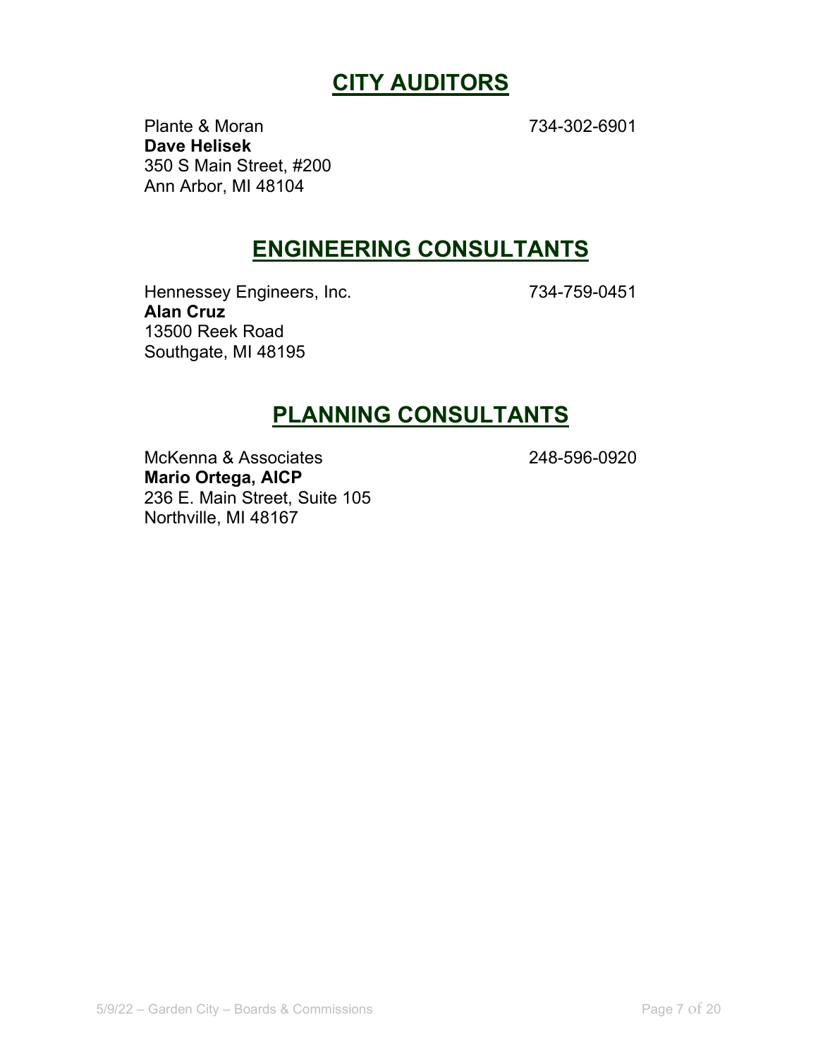## CITY AUDITORS

Plante & Moran 734-302-6901
**Dave Helisek**
350 S Main Street, #200
Ann Arbor, MI 48104

## ENGINEERING CONSULTANTS

Hennessey Engineers, Inc. 734-759-0451
**Alan Cruz**
13500 Reek Road
Southgate, MI 48195

## PLANNING CONSULTANTS

McKenna & Associates 248-596-0920
**Mario Ortega, AICP**
236 E. Main Street, Suite 105
Northville, MI 48167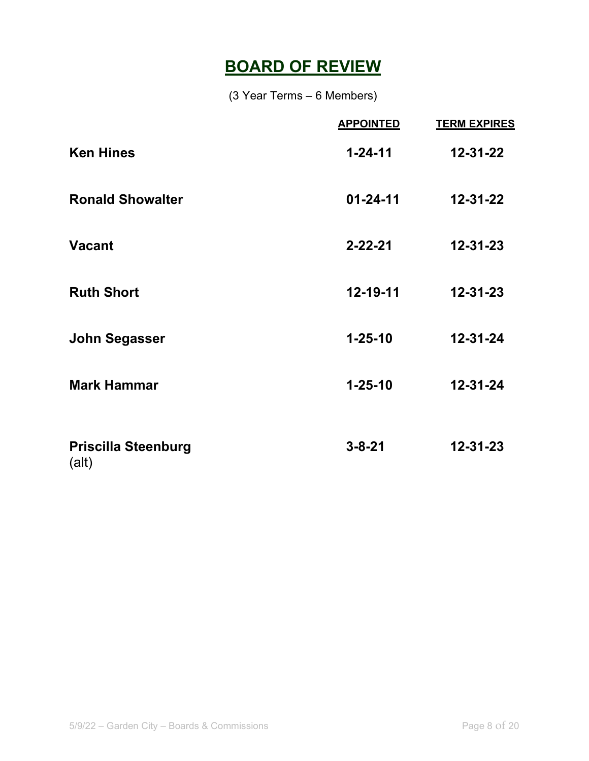# BOARD OF REVIEW

(3 Year Terms – 6 Members)

| | APPOINTED | TERM EXPIRES |
|---|---|---|
| **Ken Hines** | **1-24-11** | **12-31-22** |
| **Ronald Showalter** | **01-24-11** | **12-31-22** |
| **Vacant** | **2-22-21** | **12-31-23** |
| **Ruth Short** | **12-19-11** | **12-31-23** |
| **John Segasser** | **1-25-10** | **12-31-24** |
| **Mark Hammar** | **1-25-10** | **12-31-24** |
| **Priscilla Steenburg** (alt) | **3-8-21** | **12-31-23** |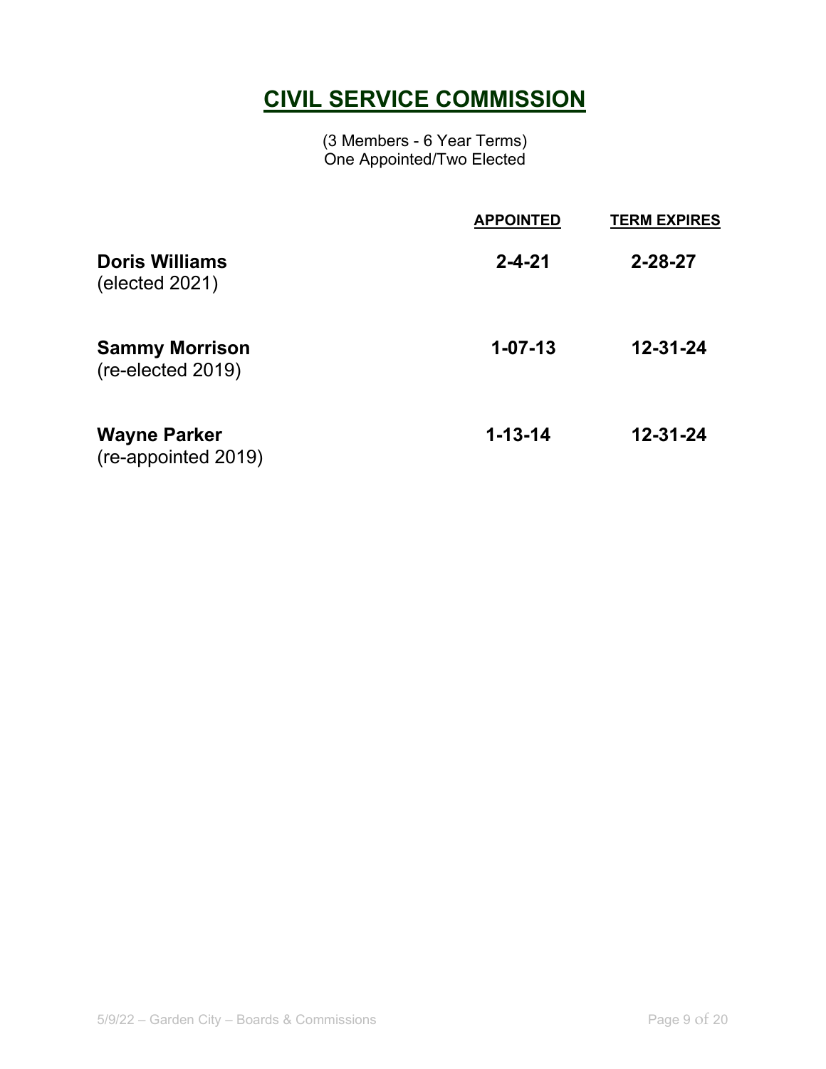# CIVIL SERVICE COMMISSION

(3 Members - 6 Year Terms)
One Appointed/Two Elected

| | APPOINTED | TERM EXPIRES |
|---|---|---|
| **Doris Williams** (elected 2021) | **2-4-21** | **2-28-27** |
| **Sammy Morrison** (re-elected 2019) | **1-07-13** | **12-31-24** |
| **Wayne Parker** (re-appointed 2019) | **1-13-14** | **12-31-24** |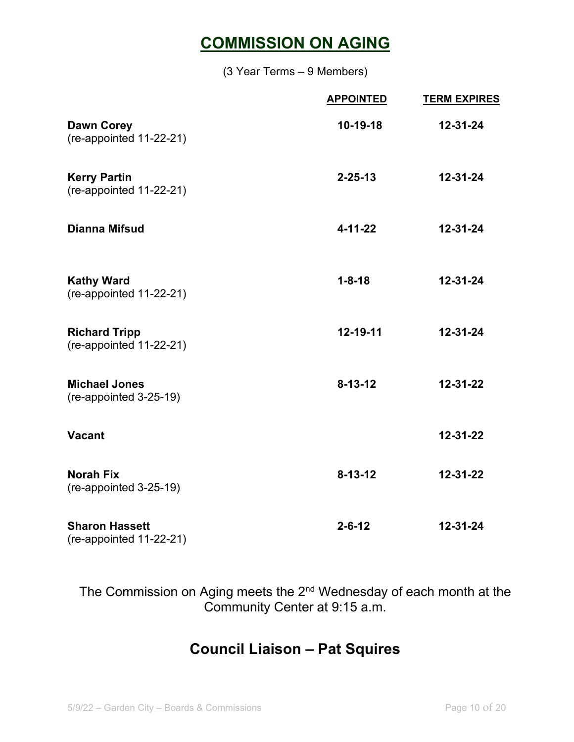# COMMISSION ON AGING

(3 Year Terms – 9 Members)

| | APPOINTED | TERM EXPIRES |
|---|---|---|
| **Dawn Corey** (re-appointed 11-22-21) | 10-19-18 | 12-31-24 |
| **Kerry Partin** (re-appointed 11-22-21) | 2-25-13 | 12-31-24 |
| **Dianna Mifsud** | 4-11-22 | 12-31-24 |
| **Kathy Ward** (re-appointed 11-22-21) | 1-8-18 | 12-31-24 |
| **Richard Tripp** (re-appointed 11-22-21) | 12-19-11 | 12-31-24 |
| **Michael Jones** (re-appointed 3-25-19) | 8-13-12 | 12-31-22 |
| **Vacant** | | 12-31-22 |
| **Norah Fix** (re-appointed 3-25-19) | 8-13-12 | 12-31-22 |
| **Sharon Hassett** (re-appointed 11-22-21) | 2-6-12 | 12-31-24 |

The Commission on Aging meets the 2nd Wednesday of each month at the Community Center at 9:15 a.m.

## Council Liaison – Pat Squires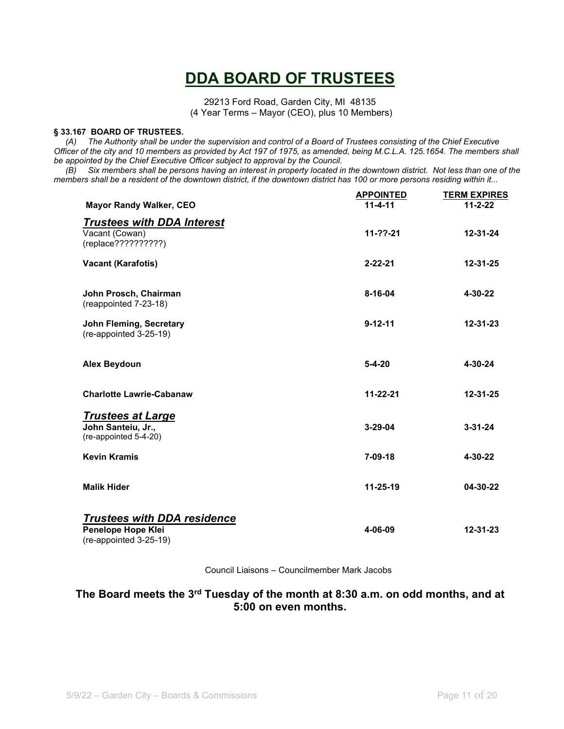# DDA BOARD OF TRUSTEES

29213 Ford Road, Garden City, MI 48135
(4 Year Terms – Mayor (CEO), plus 10 Members)

**§ 33.167 BOARD OF TRUSTEES.**

*(A) The Authority shall be under the supervision and control of a Board of Trustees consisting of the Chief Executive Officer of the city and 10 members as provided by Act 197 of 1975, as amended, being M.C.L.A. 125.1654. The members shall be appointed by the Chief Executive Officer subject to approval by the Council.*

*(B) Six members shall be persons having an interest in property located in the downtown district. Not less than one of the members shall be a resident of the downtown district, if the downtown district has 100 or more persons residing within it...*

| | APPOINTED | TERM EXPIRES |
|---|---|---|
| **Mayor Randy Walker, CEO** | **11-4-11** | **11-2-22** |
| ***Trustees with DDA Interest*** | | |
| Vacant (Cowan) (replace??????????) | **11-??-21** | **12-31-24** |
| **Vacant (Karafotis)** | **2-22-21** | **12-31-25** |
| **John Prosch, Chairman** (reappointed 7-23-18) | **8-16-04** | **4-30-22** |
| **John Fleming, Secretary** (re-appointed 3-25-19) | **9-12-11** | **12-31-23** |
| **Alex Beydoun** | **5-4-20** | **4-30-24** |
| **Charlotte Lawrie-Cabanaw** | **11-22-21** | **12-31-25** |
| ***Trustees at Large*** | | |
| **John Santeiu, Jr.,** (re-appointed 5-4-20) | **3-29-04** | **3-31-24** |
| **Kevin Kramis** | **7-09-18** | **4-30-22** |
| **Malik Hider** | **11-25-19** | **04-30-22** |
| ***Trustees with DDA residence*** | | |
| **Penelope Hope Klei** (re-appointed 3-25-19) | **4-06-09** | **12-31-23** |

Council Liaisons – Councilmember Mark Jacobs

**The Board meets the 3rd Tuesday of the month at 8:30 a.m. on odd months, and at 5:00 on even months.**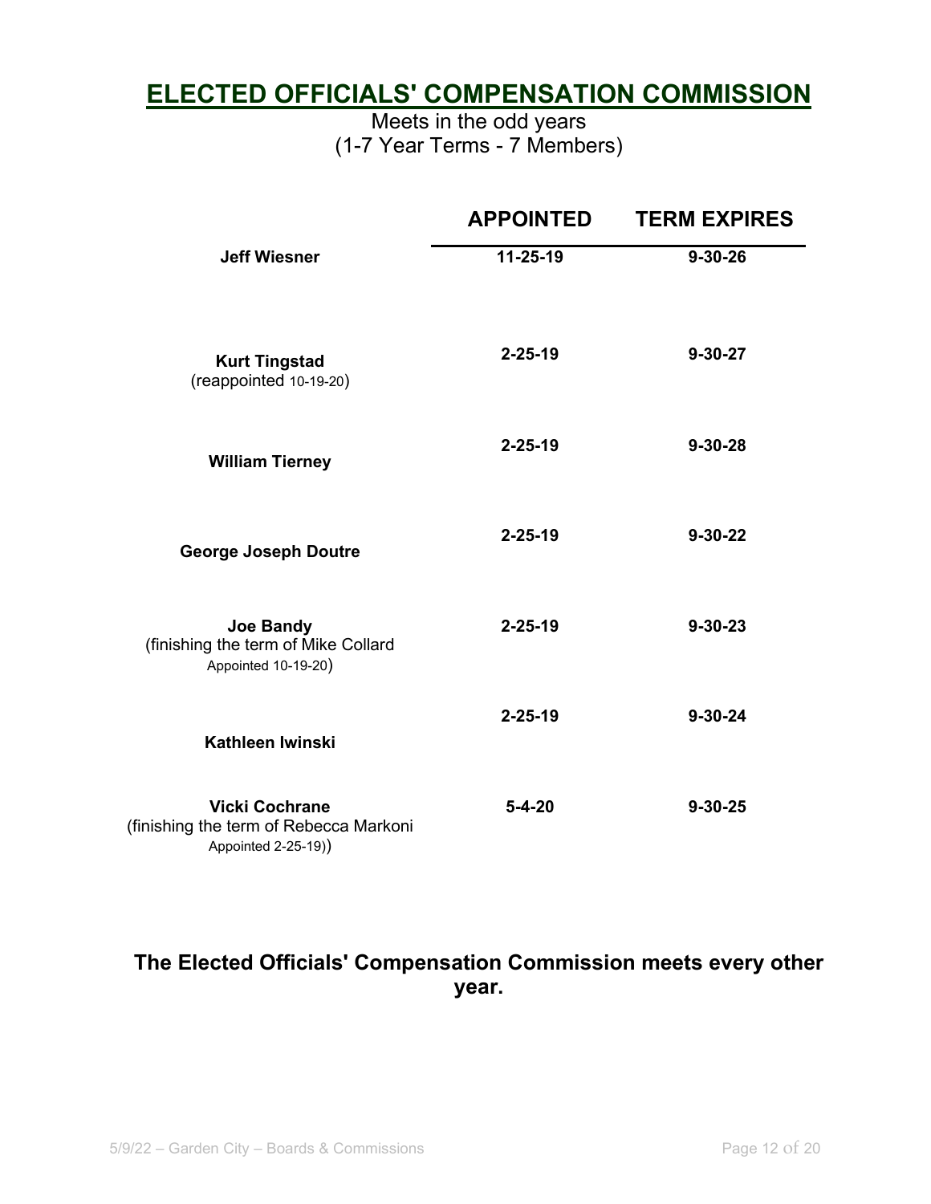# ELECTED OFFICIALS' COMPENSATION COMMISSION

Meets in the odd years
(1-7 Year Terms - 7 Members)

| | APPOINTED | TERM EXPIRES |
|---|---|---|
| **Jeff Wiesner** | **11-25-19** | **9-30-26** |
| **Kurt Tingstad** (reappointed 10-19-20) | **2-25-19** | **9-30-27** |
| **William Tierney** | **2-25-19** | **9-30-28** |
| **George Joseph Doutre** | **2-25-19** | **9-30-22** |
| **Joe Bandy** (finishing the term of Mike Collard Appointed 10-19-20) | **2-25-19** | **9-30-23** |
| **Kathleen Iwinski** | **2-25-19** | **9-30-24** |
| **Vicki Cochrane** (finishing the term of Rebecca Markoni Appointed 2-25-19)) | **5-4-20** | **9-30-25** |

**The Elected Officials' Compensation Commission meets every other year.**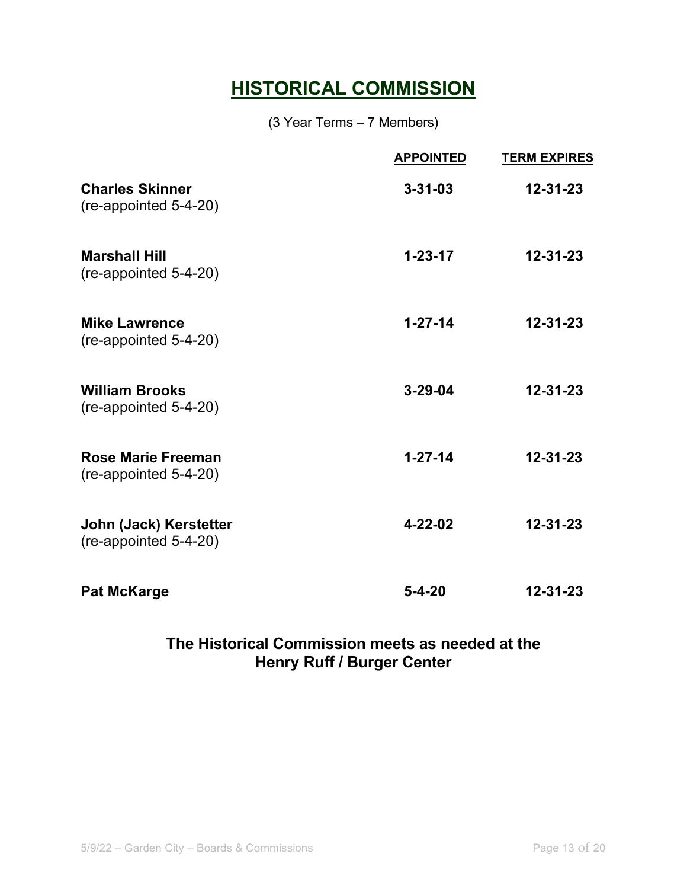# HISTORICAL COMMISSION

(3 Year Terms – 7 Members)

| | APPOINTED | TERM EXPIRES |
|---|---|---|
| **Charles Skinner** (re-appointed 5-4-20) | **3-31-03** | **12-31-23** |
| **Marshall Hill** (re-appointed 5-4-20) | **1-23-17** | **12-31-23** |
| **Mike Lawrence** (re-appointed 5-4-20) | **1-27-14** | **12-31-23** |
| **William Brooks** (re-appointed 5-4-20) | **3-29-04** | **12-31-23** |
| **Rose Marie Freeman** (re-appointed 5-4-20) | **1-27-14** | **12-31-23** |
| **John (Jack) Kerstetter** (re-appointed 5-4-20) | **4-22-02** | **12-31-23** |
| **Pat McKarge** | **5-4-20** | **12-31-23** |

**The Historical Commission meets as needed at the Henry Ruff / Burger Center**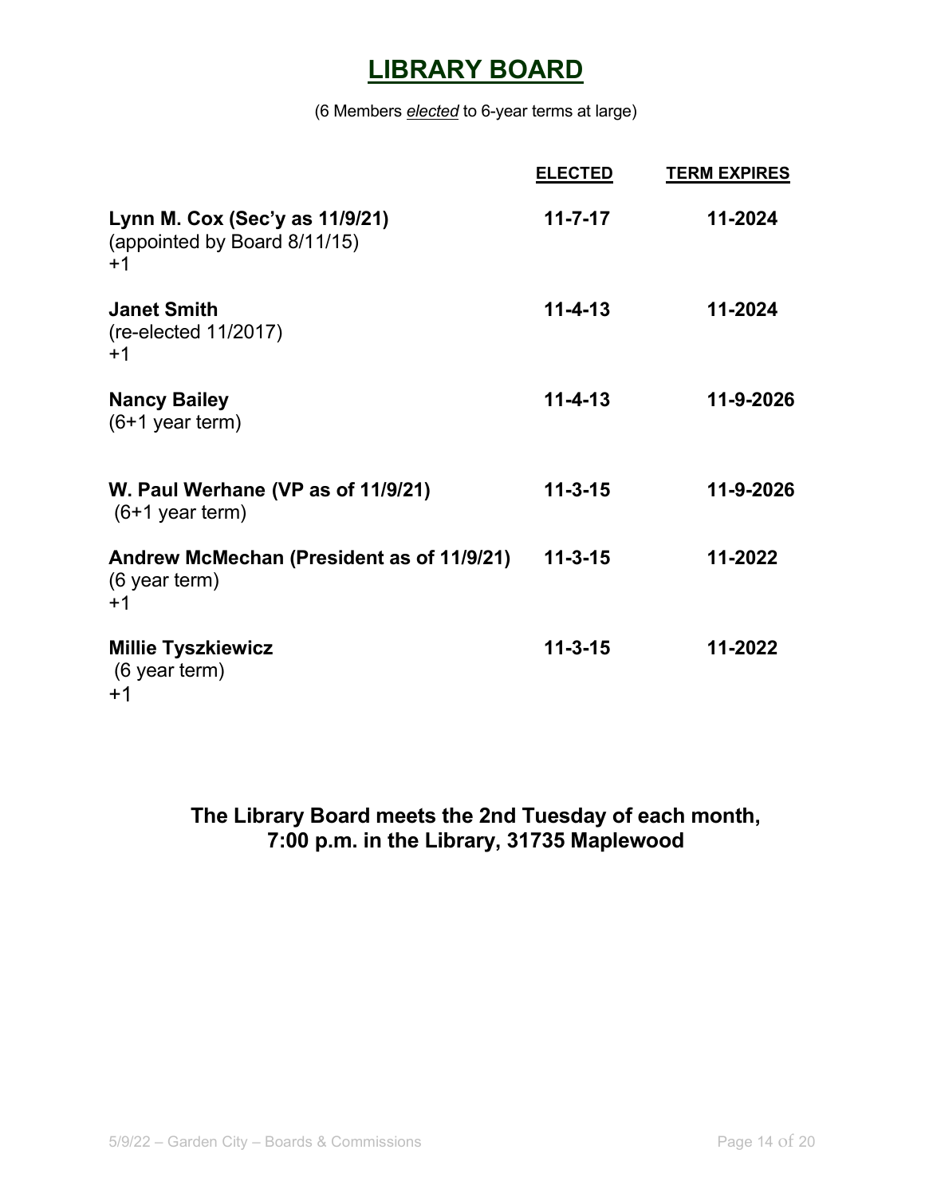# LIBRARY BOARD

(6 Members *elected* to 6-year terms at large)

| | ELECTED | TERM EXPIRES |
|---|---|---|
| **Lynn M. Cox (Sec'y as 11/9/21)**<br>(appointed by Board 8/11/15)<br>+1 | **11-7-17** | **11-2024** |
| **Janet Smith**<br>(re-elected 11/2017)<br>+1 | **11-4-13** | **11-2024** |
| **Nancy Bailey**<br>(6+1 year term) | **11-4-13** | **11-9-2026** |
| **W. Paul Werhane (VP as of 11/9/21)**<br>(6+1 year term) | **11-3-15** | **11-9-2026** |
| **Andrew McMechan (President as of 11/9/21)**<br>(6 year term)<br>+1 | **11-3-15** | **11-2022** |
| **Millie Tyszkiewicz**<br>(6 year term)<br>+1 | **11-3-15** | **11-2022** |

**The Library Board meets the 2nd Tuesday of each month, 7:00 p.m. in the Library, 31735 Maplewood**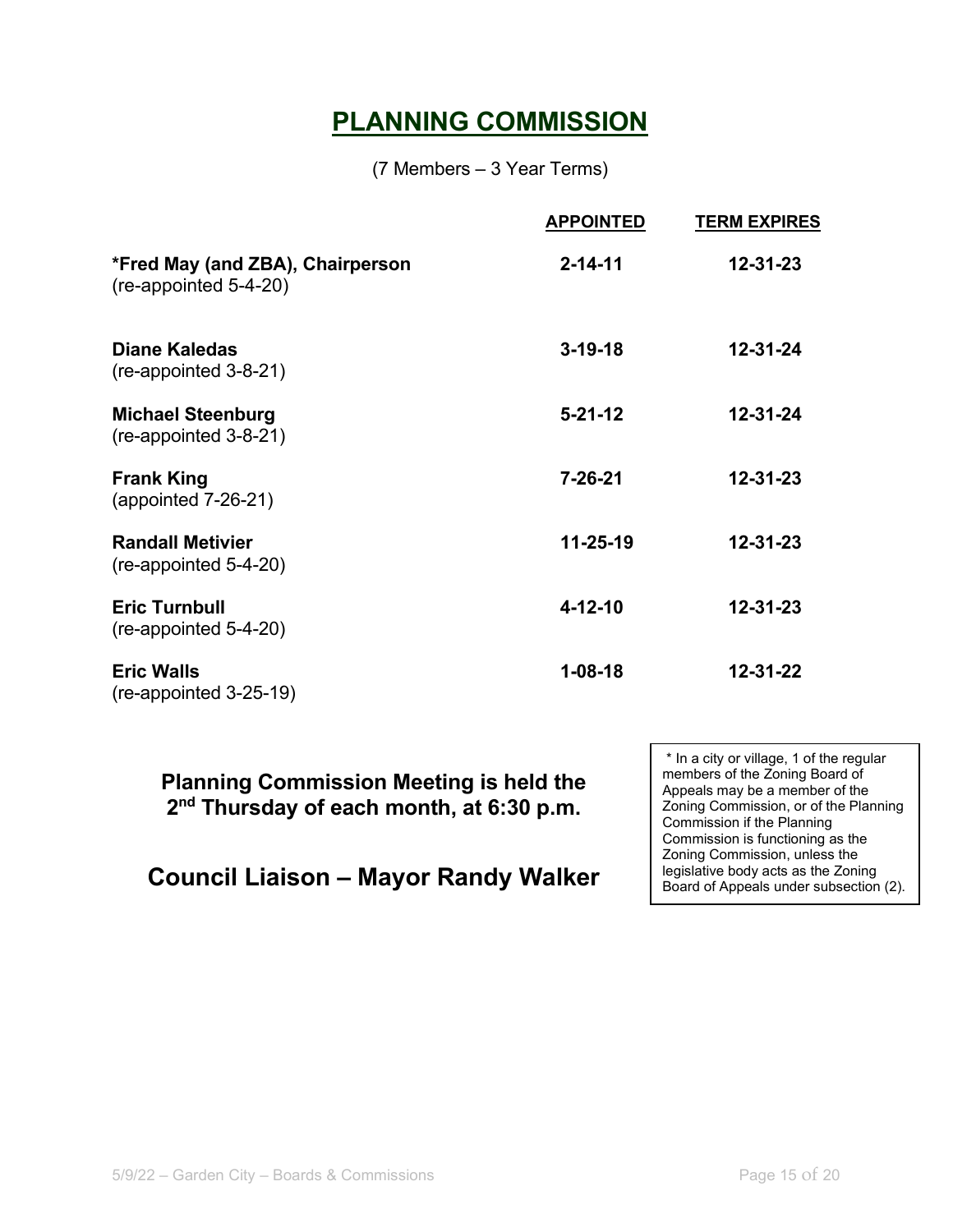# PLANNING COMMISSION

(7 Members – 3 Year Terms)

| | APPOINTED | TERM EXPIRES |
|---|---|---|
| ***Fred May (and ZBA), Chairperson** (re-appointed 5-4-20) | **2-14-11** | **12-31-23** |
| **Diane Kaledas** (re-appointed 3-8-21) | **3-19-18** | **12-31-24** |
| **Michael Steenburg** (re-appointed 3-8-21) | **5-21-12** | **12-31-24** |
| **Frank King** (appointed 7-26-21) | **7-26-21** | **12-31-23** |
| **Randall Metivier** (re-appointed 5-4-20) | **11-25-19** | **12-31-23** |
| **Eric Turnbull** (re-appointed 5-4-20) | **4-12-10** | **12-31-23** |
| **Eric Walls** (re-appointed 3-25-19) | **1-08-18** | **12-31-22** |

**Planning Commission Meeting is held the 2nd Thursday of each month, at 6:30 p.m.**

**Council Liaison – Mayor Randy Walker**

\* In a city or village, 1 of the regular members of the Zoning Board of Appeals may be a member of the Zoning Commission, or of the Planning Commission if the Planning Commission is functioning as the Zoning Commission, unless the legislative body acts as the Zoning Board of Appeals under subsection (2).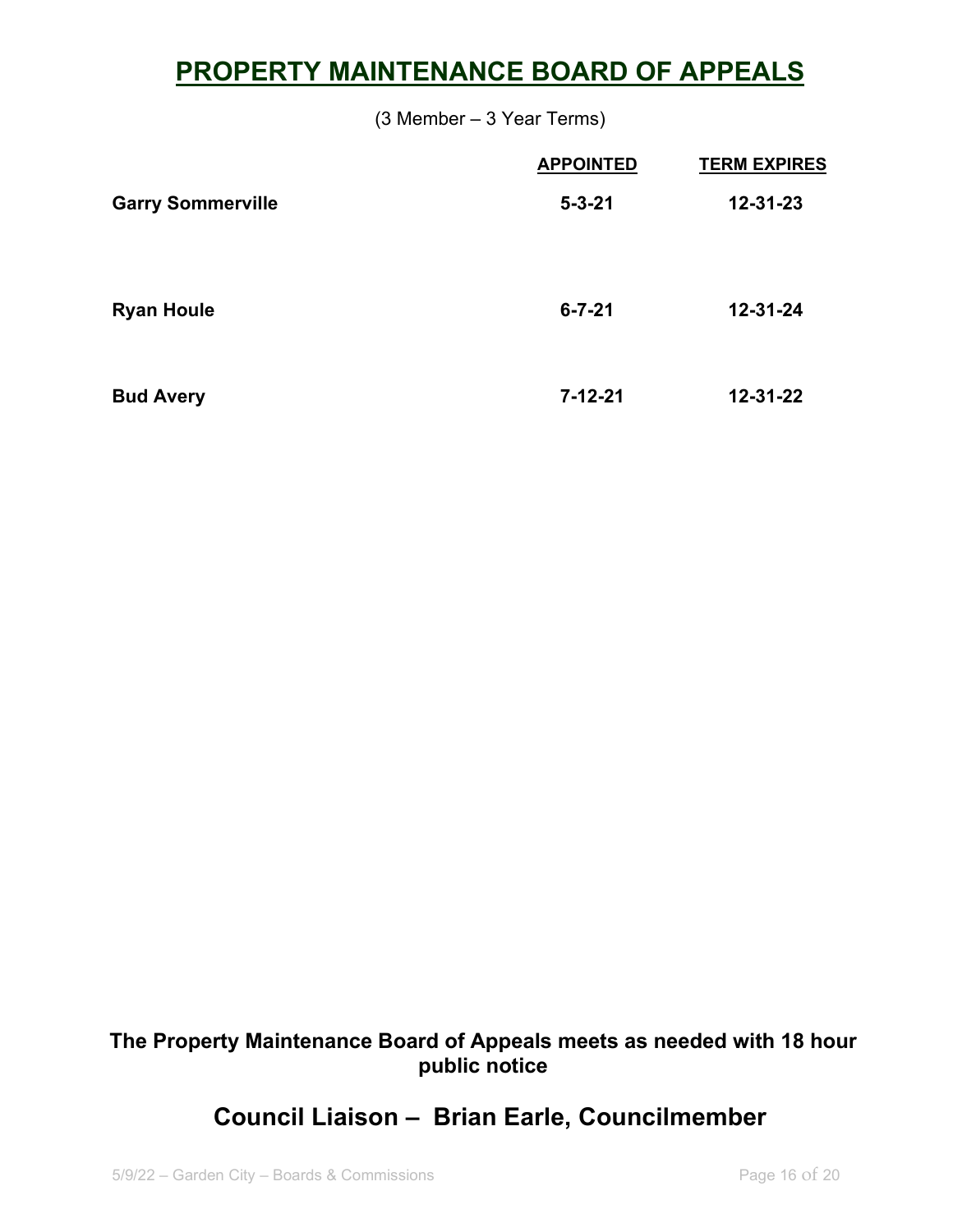# PROPERTY MAINTENANCE BOARD OF APPEALS

(3 Member – 3 Year Terms)

| | APPOINTED | TERM EXPIRES |
|---|---|---|
| **Garry Sommerville** | **5-3-21** | **12-31-23** |
| **Ryan Houle** | **6-7-21** | **12-31-24** |
| **Bud Avery** | **7-12-21** | **12-31-22** |

**The Property Maintenance Board of Appeals meets as needed with 18 hour public notice**

## Council Liaison – Brian Earle, Councilmember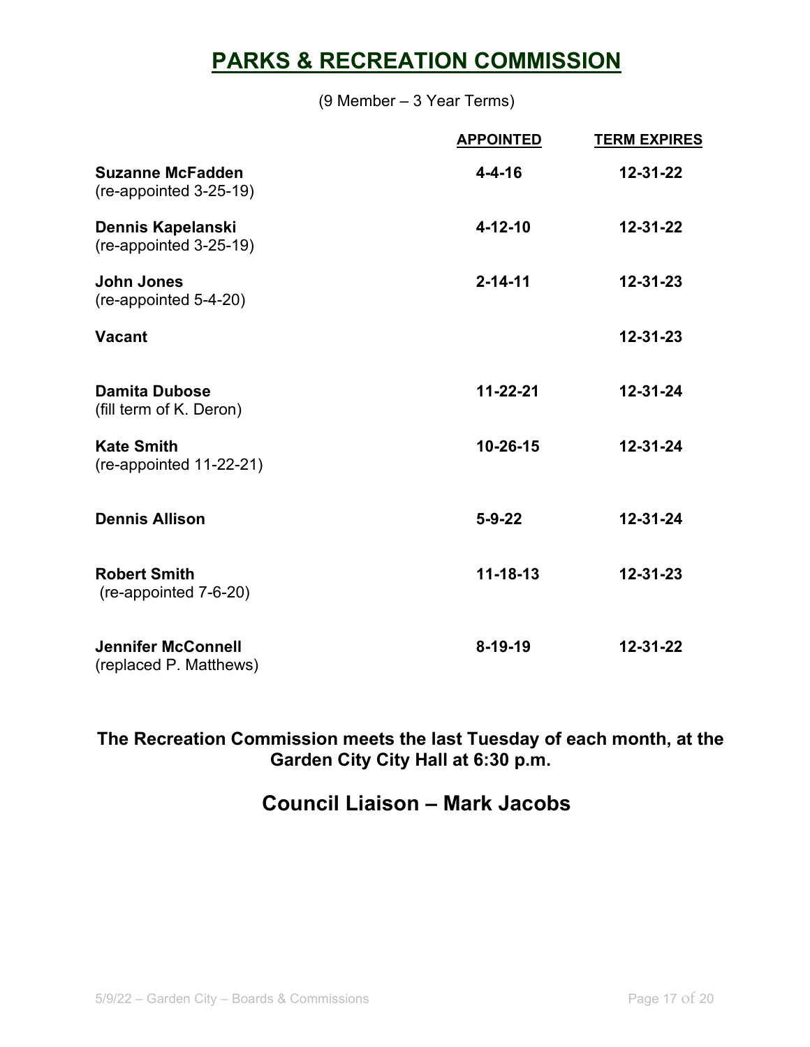# PARKS & RECREATION COMMISSION

(9 Member – 3 Year Terms)

| | APPOINTED | TERM EXPIRES |
|---|---|---|
| **Suzanne McFadden** (re-appointed 3-25-19) | 4-4-16 | 12-31-22 |
| **Dennis Kapelanski** (re-appointed 3-25-19) | 4-12-10 | 12-31-22 |
| **John Jones** (re-appointed 5-4-20) | 2-14-11 | 12-31-23 |
| **Vacant** | | 12-31-23 |
| **Damita Dubose** (fill term of K. Deron) | 11-22-21 | 12-31-24 |
| **Kate Smith** (re-appointed 11-22-21) | 10-26-15 | 12-31-24 |
| **Dennis Allison** | 5-9-22 | 12-31-24 |
| **Robert Smith** (re-appointed 7-6-20) | 11-18-13 | 12-31-23 |
| **Jennifer McConnell** (replaced P. Matthews) | 8-19-19 | 12-31-22 |

**The Recreation Commission meets the last Tuesday of each month, at the Garden City City Hall at 6:30 p.m.**

## Council Liaison – Mark Jacobs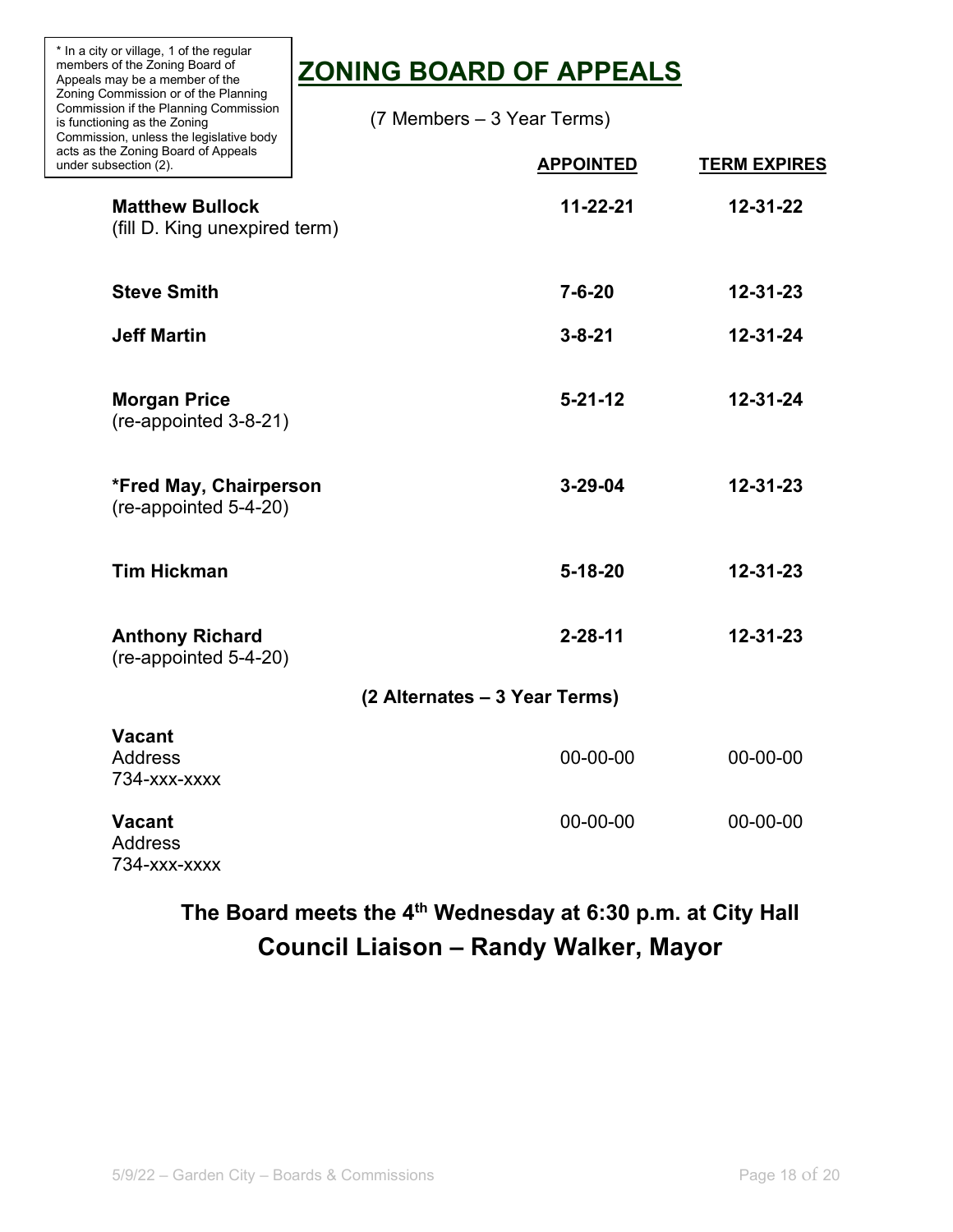\* In a city or village, 1 of the regular members of the Zoning Board of Appeals may be a member of the Zoning Commission or of the Planning Commission if the Planning Commission is functioning as the Zoning Commission, unless the legislative body acts as the Zoning Board of Appeals under subsection (2).

# ZONING BOARD OF APPEALS

(7 Members – 3 Year Terms)

| | APPOINTED | TERM EXPIRES |
|---|---|---|
| **Matthew Bullock** (fill D. King unexpired term) | **11-22-21** | **12-31-22** |
| **Steve Smith** | **7-6-20** | **12-31-23** |
| **Jeff Martin** | **3-8-21** | **12-31-24** |
| **Morgan Price** (re-appointed 3-8-21) | **5-21-12** | **12-31-24** |
| **\*Fred May, Chairperson** (re-appointed 5-4-20) | **3-29-04** | **12-31-23** |
| **Tim Hickman** | **5-18-20** | **12-31-23** |
| **Anthony Richard** (re-appointed 5-4-20) | **2-28-11** | **12-31-23** |

**(2 Alternates – 3 Year Terms)**

| | | |
|---|---|---|
| **Vacant** Address 734-xxx-xxxx | 00-00-00 | 00-00-00 |
| **Vacant** Address 734-xxx-xxxx | 00-00-00 | 00-00-00 |

**The Board meets the 4th Wednesday at 6:30 p.m. at City Hall**

**Council Liaison – Randy Walker, Mayor**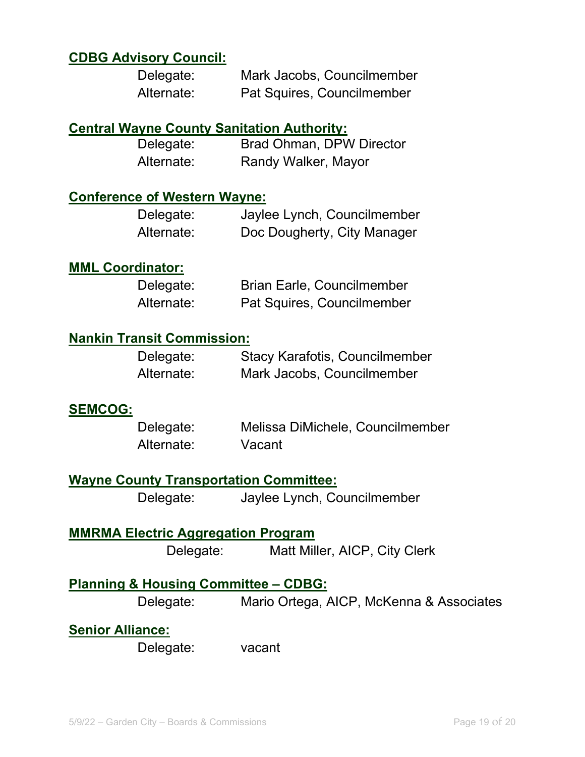### CDBG Advisory Council:

Delegate: Mark Jacobs, Councilmember
Alternate: Pat Squires, Councilmember

### Central Wayne County Sanitation Authority:

Delegate: Brad Ohman, DPW Director
Alternate: Randy Walker, Mayor

### Conference of Western Wayne:

Delegate: Jaylee Lynch, Councilmember
Alternate: Doc Dougherty, City Manager

### MML Coordinator:

Delegate: Brian Earle, Councilmember
Alternate: Pat Squires, Councilmember

### Nankin Transit Commission:

Delegate: Stacy Karafotis, Councilmember
Alternate: Mark Jacobs, Councilmember

### SEMCOG:

Delegate: Melissa DiMichele, Councilmember
Alternate: Vacant

### Wayne County Transportation Committee:

Delegate: Jaylee Lynch, Councilmember

### MMRMA Electric Aggregation Program

Delegate: Matt Miller, AICP, City Clerk

### Planning & Housing Committee – CDBG:

Delegate: Mario Ortega, AICP, McKenna & Associates

### Senior Alliance:

Delegate: vacant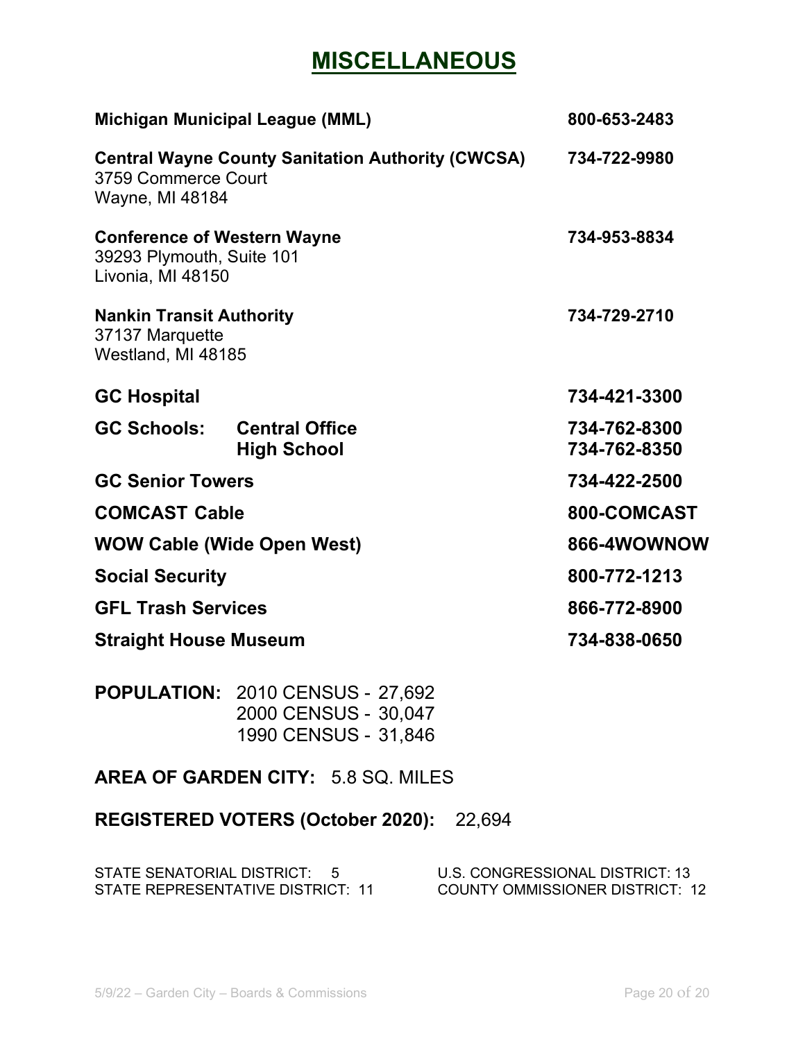# MISCELLANEOUS

| | |
|---|---|
| **Michigan Municipal League (MML)** | **800-653-2483** |
| **Central Wayne County Sanitation Authority (CWCSA)**<br>3759 Commerce Court<br>Wayne, MI 48184 | **734-722-9980** |
| **Conference of Western Wayne**<br>39293 Plymouth, Suite 101<br>Livonia, MI 48150 | **734-953-8834** |
| **Nankin Transit Authority**<br>37137 Marquette<br>Westland, MI 48185 | **734-729-2710** |
| **GC Hospital** | **734-421-3300** |
| **GC Schools: Central Office** | **734-762-8300** |
| **High School** | **734-762-8350** |
| **GC Senior Towers** | **734-422-2500** |
| **COMCAST Cable** | **800-COMCAST** |
| **WOW Cable (Wide Open West)** | **866-4WOWNOW** |
| **Social Security** | **800-772-1213** |
| **GFL Trash Services** | **866-772-8900** |
| **Straight House Museum** | **734-838-0650** |

**POPULATION:** 2010 CENSUS - 27,692
2000 CENSUS - 30,047
1990 CENSUS - 31,846

**AREA OF GARDEN CITY:** 5.8 SQ. MILES

**REGISTERED VOTERS (October 2020):** 22,694

STATE SENATORIAL DISTRICT: 5
STATE REPRESENTATIVE DISTRICT: 11
U.S. CONGRESSIONAL DISTRICT: 13
COUNTY OMMISSIONER DISTRICT: 12